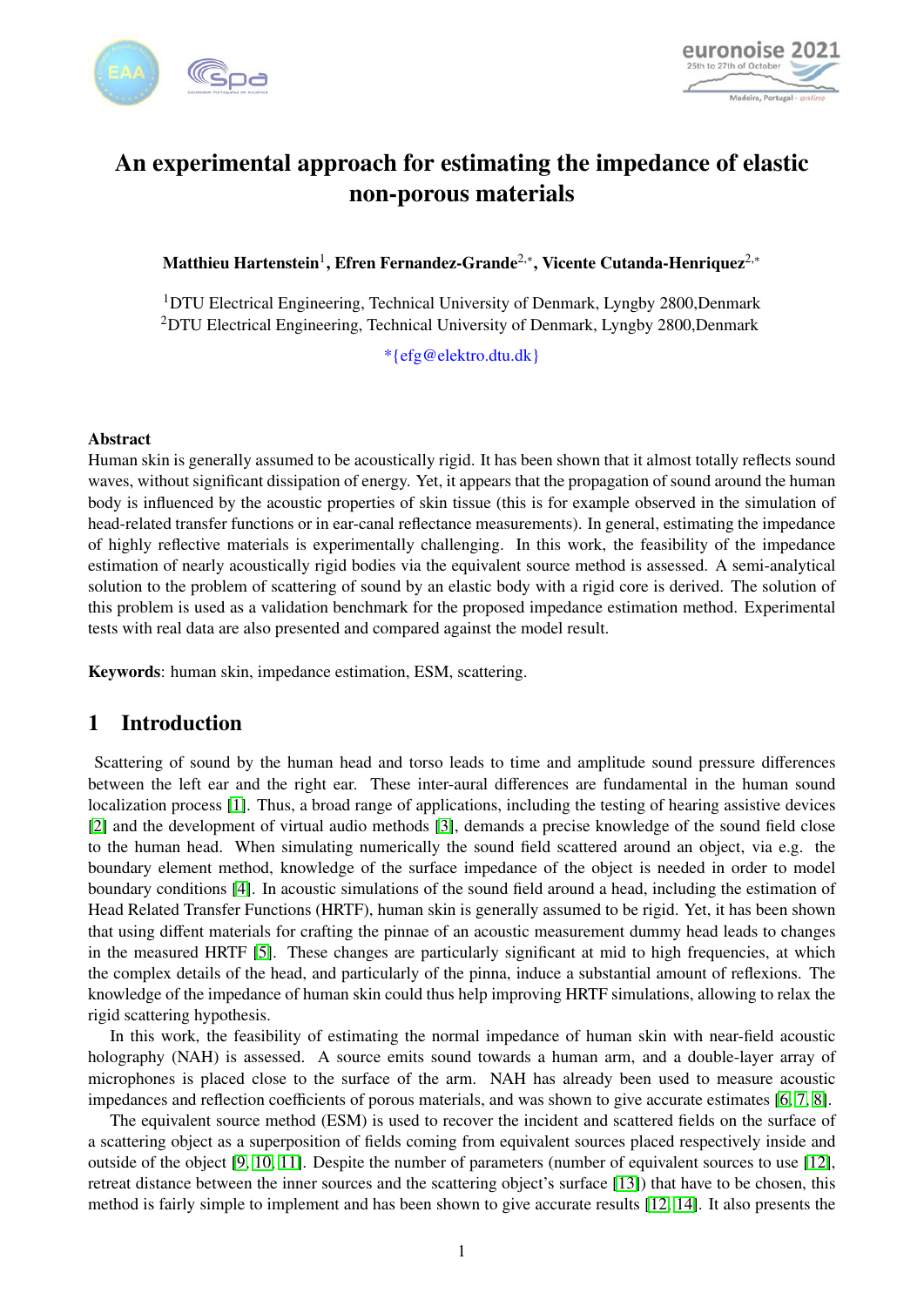# An experimental approach for estimating the impedance of elastic non-porous materials

**Matthieu Hartenstein**[1], **Efren Fernandez-Grande**[2,*], **Vicente Cutanda-Henriquez**[2,*]

[1]DTU Electrical Engineering, Technical University of Denmark, Lyngby 2800,Denmark
[2]DTU Electrical Engineering, Technical University of Denmark, Lyngby 2800,Denmark

*{efg@elektro.dtu.dk}

**Abstract**

Human skin is generally assumed to be acoustically rigid. It has been shown that it almost totally reflects sound waves, without significant dissipation of energy. Yet, it appears that the propagation of sound around the human body is influenced by the acoustic properties of skin tissue (this is for example observed in the simulation of head-related transfer functions or in ear-canal reflectance measurements). In general, estimating the impedance of highly reflective materials is experimentally challenging. In this work, the feasibility of the impedance estimation of nearly acoustically rigid bodies via the equivalent source method is assessed. A semi-analytical solution to the problem of scattering of sound by an elastic body with a rigid core is derived. The solution of this problem is used as a validation benchmark for the proposed impedance estimation method. Experimental tests with real data are also presented and compared against the model result.

**Keywords**: human skin, impedance estimation, ESM, scattering.

## 1 Introduction

Scattering of sound by the human head and torso leads to time and amplitude sound pressure differences between the left ear and the right ear. These inter-aural differences are fundamental in the human sound localization process [1]. Thus, a broad range of applications, including the testing of hearing assistive devices [2] and the development of virtual audio methods [3], demands a precise knowledge of the sound field close to the human head. When simulating numerically the sound field scattered around an object, via e.g. the boundary element method, knowledge of the surface impedance of the object is needed in order to model boundary conditions [4]. In acoustic simulations of the sound field around a head, including the estimation of Head Related Transfer Functions (HRTF), human skin is generally assumed to be rigid. Yet, it has been shown that using diffent materials for crafting the pinnae of an acoustic measurement dummy head leads to changes in the measured HRTF [5]. These changes are particularly significant at mid to high frequencies, at which the complex details of the head, and particularly of the pinna, induce a substantial amount of reflexions. The knowledge of the impedance of human skin could thus help improving HRTF simulations, allowing to relax the rigid scattering hypothesis.

In this work, the feasibility of estimating the normal impedance of human skin with near-field acoustic holography (NAH) is assessed. A source emits sound towards a human arm, and a double-layer array of microphones is placed close to the surface of the arm. NAH has already been used to measure acoustic impedances and reflection coefficients of porous materials, and was shown to give accurate estimates [6, 7, 8].

The equivalent source method (ESM) is used to recover the incident and scattered fields on the surface of a scattering object as a superposition of fields coming from equivalent sources placed respectively inside and outside of the object [9, 10, 11]. Despite the number of parameters (number of equivalent sources to use [12], retreat distance between the inner sources and the scattering object's surface [13]) that have to be chosen, this method is fairly simple to implement and has been shown to give accurate results [12, 14]. It also presents the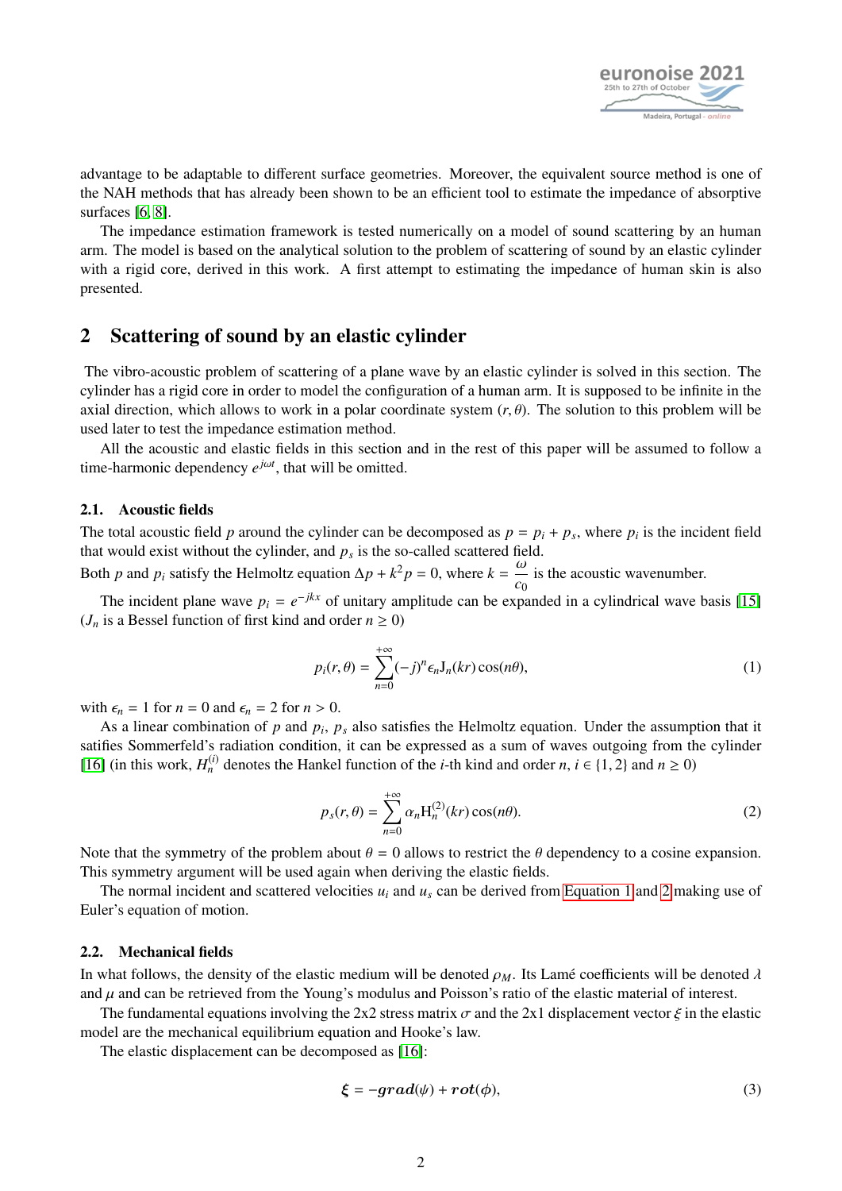advantage to be adaptable to different surface geometries. Moreover, the equivalent source method is one of the NAH methods that has already been shown to be an efficient tool to estimate the impedance of absorptive surfaces [6, 8].

The impedance estimation framework is tested numerically on a model of sound scattering by an human arm. The model is based on the analytical solution to the problem of scattering of sound by an elastic cylinder with a rigid core, derived in this work. A first attempt to estimating the impedance of human skin is also presented.

## 2 Scattering of sound by an elastic cylinder

The vibro-acoustic problem of scattering of a plane wave by an elastic cylinder is solved in this section. The cylinder has a rigid core in order to model the configuration of a human arm. It is supposed to be infinite in the axial direction, which allows to work in a polar coordinate system $(r, \theta)$. The solution to this problem will be used later to test the impedance estimation method.

All the acoustic and elastic fields in this section and in the rest of this paper will be assumed to follow a time-harmonic dependency $e^{j\omega t}$, that will be omitted.

### 2.1. Acoustic fields

The total acoustic field $p$ around the cylinder can be decomposed as $p = p_i + p_s$, where $p_i$ is the incident field that would exist without the cylinder, and $p_s$ is the so-called scattered field.
Both $p$ and $p_i$ satisfy the Helmoltz equation $\Delta p + k^2 p = 0$, where $k = \dfrac{\omega}{c_0}$ is the acoustic wavenumber.

The incident plane wave $p_i = e^{-jkx}$ of unitary amplitude can be expanded in a cylindrical wave basis [15] ($J_n$ is a Bessel function of first kind and order $n \geq 0$)

$$p_i(r, \theta) = \sum_{n=0}^{+\infty} (-j)^n \epsilon_n \mathrm{J}_n(kr) \cos(n\theta), \tag{1}$$

with $\epsilon_n = 1$ for $n = 0$ and $\epsilon_n = 2$ for $n > 0$.

As a linear combination of $p$ and $p_i$, $p_s$ also satisfies the Helmoltz equation. Under the assumption that it satifies Sommerfeld's radiation condition, it can be expressed as a sum of waves outgoing from the cylinder [16] (in this work, $H_n^{(i)}$ denotes the Hankel function of the $i$-th kind and order $n$, $i \in \{1, 2\}$ and $n \geq 0$)

$$p_s(r, \theta) = \sum_{n=0}^{+\infty} \alpha_n \mathrm{H}_n^{(2)}(kr) \cos(n\theta). \tag{2}$$

Note that the symmetry of the problem about $\theta = 0$ allows to restrict the $\theta$ dependency to a cosine expansion. This symmetry argument will be used again when deriving the elastic fields.

The normal incident and scattered velocities $u_i$ and $u_s$ can be derived from Equation 1 and 2 making use of Euler's equation of motion.

### 2.2. Mechanical fields

In what follows, the density of the elastic medium will be denoted $\rho_M$. Its Lamé coefficients will be denoted $\lambda$ and $\mu$ and can be retrieved from the Young's modulus and Poisson's ratio of the elastic material of interest.

The fundamental equations involving the 2x2 stress matrix $\sigma$ and the 2x1 displacement vector $\xi$ in the elastic model are the mechanical equilibrium equation and Hooke's law.

The elastic displacement can be decomposed as [16]:

$$\boldsymbol{\xi} = -\boldsymbol{grad}(\psi) + \boldsymbol{rot}(\phi), \tag{3}$$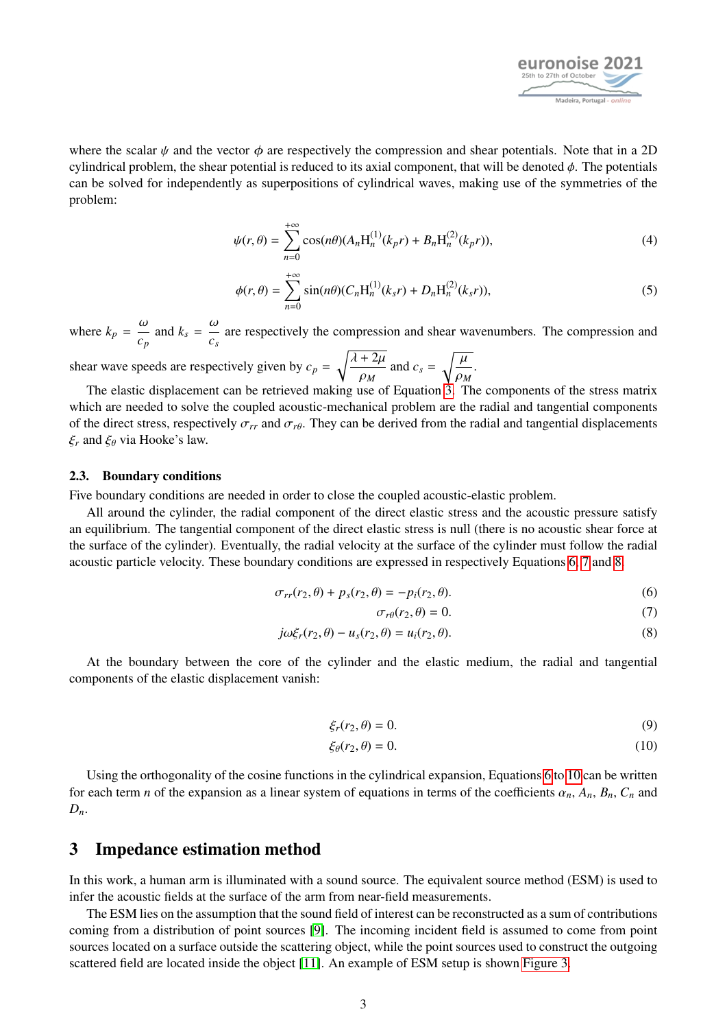where the scalar $\psi$ and the vector $\phi$ are respectively the compression and shear potentials. Note that in a 2D cylindrical problem, the shear potential is reduced to its axial component, that will be denoted $\phi$. The potentials can be solved for independently as superpositions of cylindrical waves, making use of the symmetries of the problem:

$$\psi(r,\theta) = \sum_{n=0}^{+\infty} \cos(n\theta)(A_n \mathrm{H}_n^{(1)}(k_p r) + B_n \mathrm{H}_n^{(2)}(k_p r)), \tag{4}$$

$$\phi(r,\theta) = \sum_{n=0}^{+\infty} \sin(n\theta)(C_n \mathrm{H}_n^{(1)}(k_s r) + D_n \mathrm{H}_n^{(2)}(k_s r)), \tag{5}$$

where $k_p = \dfrac{\omega}{c_p}$ and $k_s = \dfrac{\omega}{c_s}$ are respectively the compression and shear wavenumbers. The compression and shear wave speeds are respectively given by $c_p = \sqrt{\dfrac{\lambda + 2\mu}{\rho_M}}$ and $c_s = \sqrt{\dfrac{\mu}{\rho_M}}$.

The elastic displacement can be retrieved making use of Equation 3. The components of the stress matrix which are needed to solve the coupled acoustic-mechanical problem are the radial and tangential components of the direct stress, respectively $\sigma_{rr}$ and $\sigma_{r\theta}$. They can be derived from the radial and tangential displacements $\xi_r$ and $\xi_\theta$ via Hooke's law.

### 2.3. Boundary conditions

Five boundary conditions are needed in order to close the coupled acoustic-elastic problem.

All around the cylinder, the radial component of the direct elastic stress and the acoustic pressure satisfy an equilibrium. The tangential component of the direct elastic stress is null (there is no acoustic shear force at the surface of the cylinder). Eventually, the radial velocity at the surface of the cylinder must follow the radial acoustic particle velocity. These boundary conditions are expressed in respectively Equations 6, 7 and 8.

$$\sigma_{rr}(r_2,\theta) + p_s(r_2,\theta) = -p_i(r_2,\theta). \tag{6}$$

$$\sigma_{r\theta}(r_2,\theta) = 0. \tag{7}$$

$$j\omega\xi_r(r_2,\theta) - u_s(r_2,\theta) = u_i(r_2,\theta). \tag{8}$$

At the boundary between the core of the cylinder and the elastic medium, the radial and tangential components of the elastic displacement vanish:

$$\xi_r(r_2,\theta) = 0. \tag{9}$$

$$\xi_\theta(r_2,\theta) = 0. \tag{10}$$

Using the orthogonality of the cosine functions in the cylindrical expansion, Equations 6 to 10 can be written for each term $n$ of the expansion as a linear system of equations in terms of the coefficients $\alpha_n$, $A_n$, $B_n$, $C_n$ and $D_n$.

## 3 Impedance estimation method

In this work, a human arm is illuminated with a sound source. The equivalent source method (ESM) is used to infer the acoustic fields at the surface of the arm from near-field measurements.

The ESM lies on the assumption that the sound field of interest can be reconstructed as a sum of contributions coming from a distribution of point sources [9]. The incoming incident field is assumed to come from point sources located on a surface outside the scattering object, while the point sources used to construct the outgoing scattered field are located inside the object [11]. An example of ESM setup is shown Figure 3.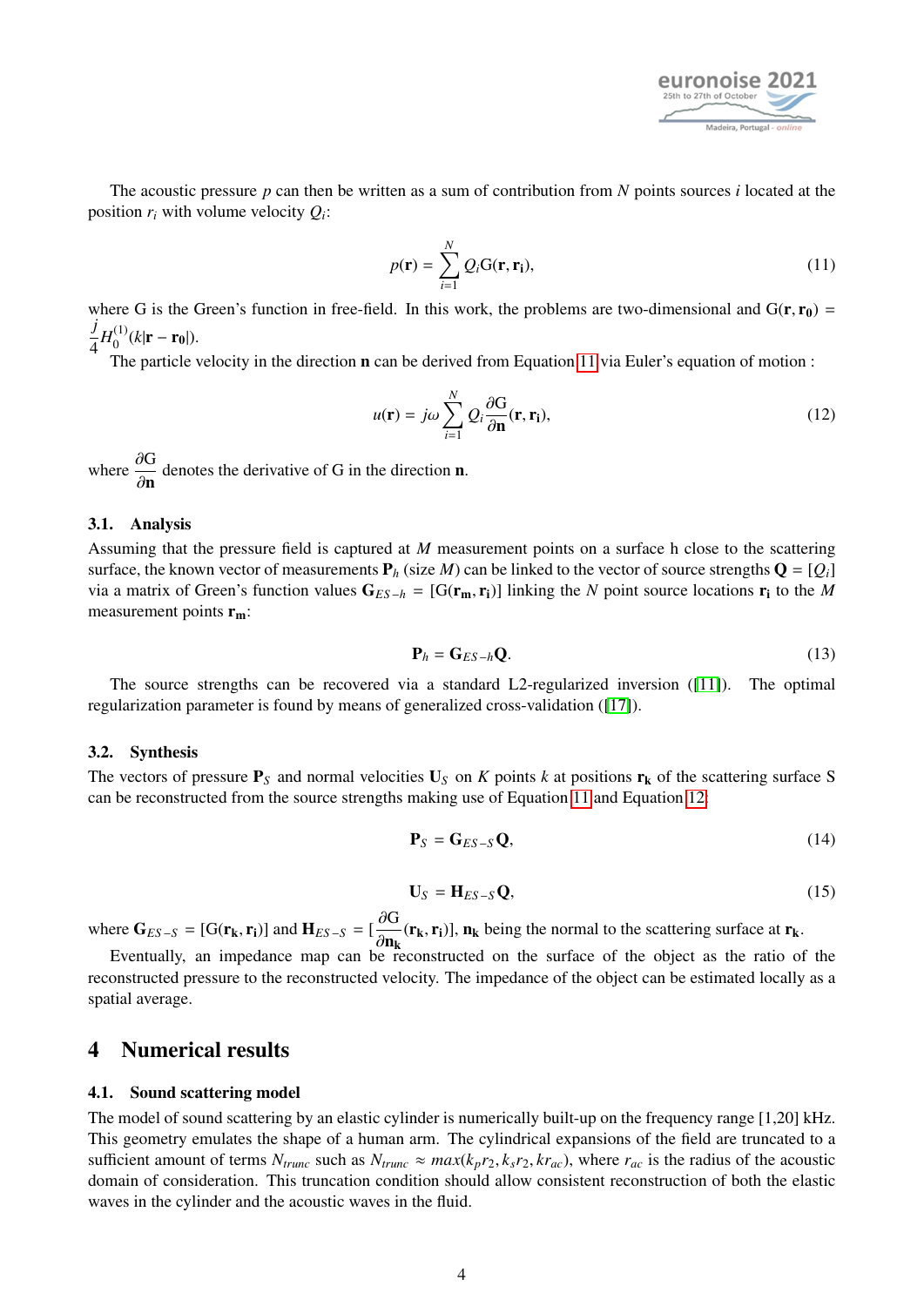The acoustic pressure $p$ can then be written as a sum of contribution from $N$ points sources $i$ located at the position $r_i$ with volume velocity $Q_i$:

$$p(\mathbf{r}) = \sum_{i=1}^{N} Q_i \mathrm{G}(\mathbf{r}, \mathbf{r_i}), \tag{11}$$

where G is the Green's function in free-field. In this work, the problems are two-dimensional and $\mathrm{G}(\mathbf{r}, \mathbf{r_0}) = \frac{j}{4} H_0^{(1)}(k|\mathbf{r} - \mathbf{r_0}|)$.

The particle velocity in the direction $\mathbf{n}$ can be derived from Equation 11 via Euler's equation of motion :

$$u(\mathbf{r}) = j\omega \sum_{i=1}^{N} Q_i \frac{\partial \mathrm{G}}{\partial \mathbf{n}}(\mathbf{r}, \mathbf{r_i}), \tag{12}$$

where $\frac{\partial \mathrm{G}}{\partial \mathbf{n}}$ denotes the derivative of G in the direction $\mathbf{n}$.

### 3.1. Analysis

Assuming that the pressure field is captured at $M$ measurement points on a surface h close to the scattering surface, the known vector of measurements $\mathbf{P}_h$ (size $M$) can be linked to the vector of source strengths $\mathbf{Q} = [Q_i]$ via a matrix of Green's function values $\mathbf{G}_{ES-h} = [\mathrm{G}(\mathbf{r_m}, \mathbf{r_i})]$ linking the $N$ point source locations $\mathbf{r_i}$ to the $M$ measurement points $\mathbf{r_m}$:

$$\mathbf{P}_h = \mathbf{G}_{ES-h}\mathbf{Q}. \tag{13}$$

The source strengths can be recovered via a standard L2-regularized inversion ([11]). The optimal regularization parameter is found by means of generalized cross-validation ([17]).

### 3.2. Synthesis

The vectors of pressure $\mathbf{P}_S$ and normal velocities $\mathbf{U}_S$ on $K$ points $k$ at positions $\mathbf{r_k}$ of the scattering surface S can be reconstructed from the source strengths making use of Equation 11 and Equation 12:

$$\mathbf{P}_S = \mathbf{G}_{ES-S}\mathbf{Q}, \tag{14}$$

$$\mathbf{U}_S = \mathbf{H}_{ES-S}\mathbf{Q}, \tag{15}$$

where $\mathbf{G}_{ES-S} = [\mathrm{G}(\mathbf{r_k}, \mathbf{r_i})]$ and $\mathbf{H}_{ES-S} = [\frac{\partial \mathrm{G}}{\partial \mathbf{n_k}}(\mathbf{r_k}, \mathbf{r_i})]$, $\mathbf{n_k}$ being the normal to the scattering surface at $\mathbf{r_k}$.

Eventually, an impedance map can be reconstructed on the surface of the object as the ratio of the reconstructed pressure to the reconstructed velocity. The impedance of the object can be estimated locally as a spatial average.

## 4 Numerical results

### 4.1. Sound scattering model

The model of sound scattering by an elastic cylinder is numerically built-up on the frequency range [1,20] kHz. This geometry emulates the shape of a human arm. The cylindrical expansions of the field are truncated to a sufficient amount of terms $N_{trunc}$ such as $N_{trunc} \approx max(k_p r_2, k_s r_2, k r_{ac})$, where $r_{ac}$ is the radius of the acoustic domain of consideration. This truncation condition should allow consistent reconstruction of both the elastic waves in the cylinder and the acoustic waves in the fluid.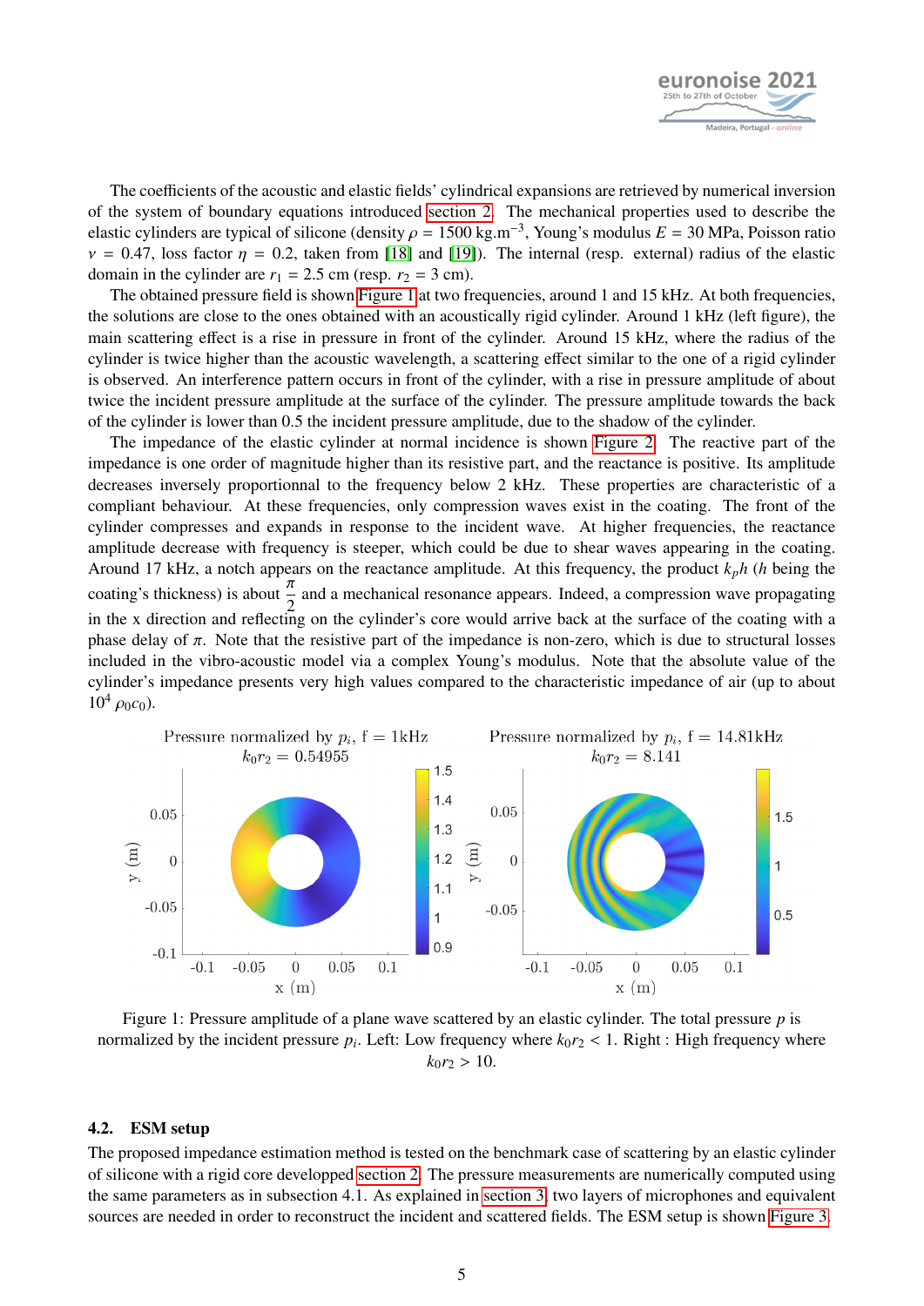The coefficients of the acoustic and elastic fields' cylindrical expansions are retrieved by numerical inversion of the system of boundary equations introduced section 2. The mechanical properties used to describe the elastic cylinders are typical of silicone (density $\rho$ = 1500 kg.m$^{-3}$, Young's modulus $E$ = 30 MPa, Poisson ratio $\nu$ = 0.47, loss factor $\eta$ = 0.2, taken from [18] and [19]). The internal (resp. external) radius of the elastic domain in the cylinder are $r_1$ = 2.5 cm (resp. $r_2$ = 3 cm).

The obtained pressure field is shown Figure 1 at two frequencies, around 1 and 15 kHz. At both frequencies, the solutions are close to the ones obtained with an acoustically rigid cylinder. Around 1 kHz (left figure), the main scattering effect is a rise in pressure in front of the cylinder. Around 15 kHz, where the radius of the cylinder is twice higher than the acoustic wavelength, a scattering effect similar to the one of a rigid cylinder is observed. An interference pattern occurs in front of the cylinder, with a rise in pressure amplitude of about twice the incident pressure amplitude at the surface of the cylinder. The pressure amplitude towards the back of the cylinder is lower than 0.5 the incident pressure amplitude, due to the shadow of the cylinder.

The impedance of the elastic cylinder at normal incidence is shown Figure 2. The reactive part of the impedance is one order of magnitude higher than its resistive part, and the reactance is positive. Its amplitude decreases inversely proportionnal to the frequency below 2 kHz. These properties are characteristic of a compliant behaviour. At these frequencies, only compression waves exist in the coating. The front of the cylinder compresses and expands in response to the incident wave. At higher frequencies, the reactance amplitude decrease with frequency is steeper, which could be due to shear waves appearing in the coating. Around 17 kHz, a notch appears on the reactance amplitude. At this frequency, the product $k_p h$ ($h$ being the coating's thickness) is about $\frac{\pi}{2}$ and a mechanical resonance appears. Indeed, a compression wave propagating in the x direction and reflecting on the cylinder's core would arrive back at the surface of the coating with a phase delay of $\pi$. Note that the resistive part of the impedance is non-zero, which is due to structural losses included in the vibro-acoustic model via a complex Young's modulus. Note that the absolute value of the cylinder's impedance presents very high values compared to the characteristic impedance of air (up to about $10^4$ $\rho_0 c_0$).

Figure 1: Pressure amplitude of a plane wave scattered by an elastic cylinder. The total pressure $p$ is normalized by the incident pressure $p_i$. Left: Low frequency where $k_0 r_2 < 1$. Right : High frequency where $k_0 r_2 > 10$.

### 4.2. ESM setup

The proposed impedance estimation method is tested on the benchmark case of scattering by an elastic cylinder of silicone with a rigid core developped section 2. The pressure measurements are numerically computed using the same parameters as in subsection 4.1. As explained in section 3, two layers of microphones and equivalent sources are needed in order to reconstruct the incident and scattered fields. The ESM setup is shown Figure 3.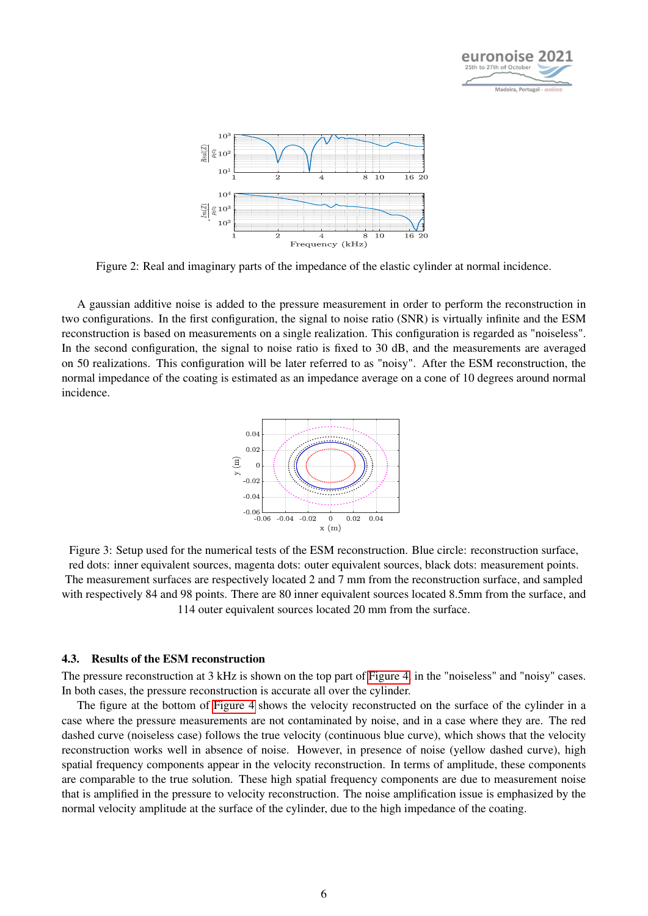Figure 2: Real and imaginary parts of the impedance of the elastic cylinder at normal incidence.

A gaussian additive noise is added to the pressure measurement in order to perform the reconstruction in two configurations. In the first configuration, the signal to noise ratio (SNR) is virtually infinite and the ESM reconstruction is based on measurements on a single realization. This configuration is regarded as "noiseless". In the second configuration, the signal to noise ratio is fixed to 30 dB, and the measurements are averaged on 50 realizations. This configuration will be later referred to as "noisy". After the ESM reconstruction, the normal impedance of the coating is estimated as an impedance average on a cone of 10 degrees around normal incidence.

Figure 3: Setup used for the numerical tests of the ESM reconstruction. Blue circle: reconstruction surface, red dots: inner equivalent sources, magenta dots: outer equivalent sources, black dots: measurement points. The measurement surfaces are respectively located 2 and 7 mm from the reconstruction surface, and sampled with respectively 84 and 98 points. There are 80 inner equivalent sources located 8.5mm from the surface, and 114 outer equivalent sources located 20 mm from the surface.

### 4.3. Results of the ESM reconstruction

The pressure reconstruction at 3 kHz is shown on the top part of Figure 4 in the "noiseless" and "noisy" cases. In both cases, the pressure reconstruction is accurate all over the cylinder.

The figure at the bottom of Figure 4 shows the velocity reconstructed on the surface of the cylinder in a case where the pressure measurements are not contaminated by noise, and in a case where they are. The red dashed curve (noiseless case) follows the true velocity (continuous blue curve), which shows that the velocity reconstruction works well in absence of noise. However, in presence of noise (yellow dashed curve), high spatial frequency components appear in the velocity reconstruction. In terms of amplitude, these components are comparable to the true solution. These high spatial frequency components are due to measurement noise that is amplified in the pressure to velocity reconstruction. The noise amplification issue is emphasized by the normal velocity amplitude at the surface of the cylinder, due to the high impedance of the coating.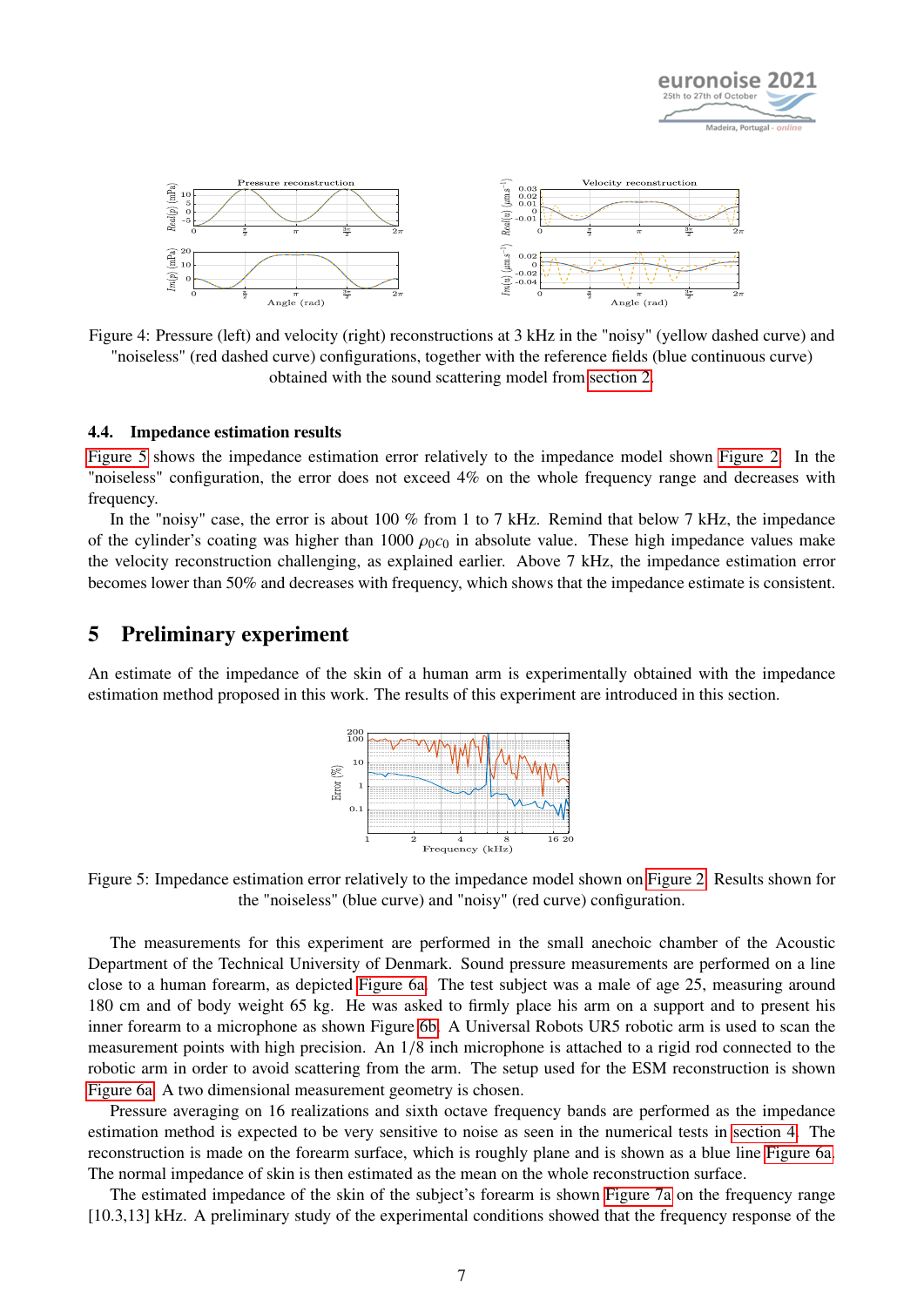Figure 4: Pressure (left) and velocity (right) reconstructions at 3 kHz in the "noisy" (yellow dashed curve) and "noiseless" (red dashed curve) configurations, together with the reference fields (blue continuous curve) obtained with the sound scattering model from section 2.

### 4.4. Impedance estimation results

Figure 5 shows the impedance estimation error relatively to the impedance model shown Figure 2. In the "noiseless" configuration, the error does not exceed 4% on the whole frequency range and decreases with frequency.

In the "noisy" case, the error is about 100 % from 1 to 7 kHz. Remind that below 7 kHz, the impedance of the cylinder's coating was higher than 1000 $\rho_0 c_0$ in absolute value. These high impedance values make the velocity reconstruction challenging, as explained earlier. Above 7 kHz, the impedance estimation error becomes lower than 50% and decreases with frequency, which shows that the impedance estimate is consistent.

## 5 Preliminary experiment

An estimate of the impedance of the skin of a human arm is experimentally obtained with the impedance estimation method proposed in this work. The results of this experiment are introduced in this section.

Figure 5: Impedance estimation error relatively to the impedance model shown on Figure 2. Results shown for the "noiseless" (blue curve) and "noisy" (red curve) configuration.

The measurements for this experiment are performed in the small anechoic chamber of the Acoustic Department of the Technical University of Denmark. Sound pressure measurements are performed on a line close to a human forearm, as depicted Figure 6a. The test subject was a male of age 25, measuring around 180 cm and of body weight 65 kg. He was asked to firmly place his arm on a support and to present his inner forearm to a microphone as shown Figure 6b. A Universal Robots UR5 robotic arm is used to scan the measurement points with high precision. An 1/8 inch microphone is attached to a rigid rod connected to the robotic arm in order to avoid scattering from the arm. The setup used for the ESM reconstruction is shown Figure 6a. A two dimensional measurement geometry is chosen.

Pressure averaging on 16 realizations and sixth octave frequency bands are performed as the impedance estimation method is expected to be very sensitive to noise as seen in the numerical tests in section 4. The reconstruction is made on the forearm surface, which is roughly plane and is shown as a blue line Figure 6a. The normal impedance of skin is then estimated as the mean on the whole reconstruction surface.

The estimated impedance of the skin of the subject's forearm is shown Figure 7a on the frequency range [10.3,13] kHz. A preliminary study of the experimental conditions showed that the frequency response of the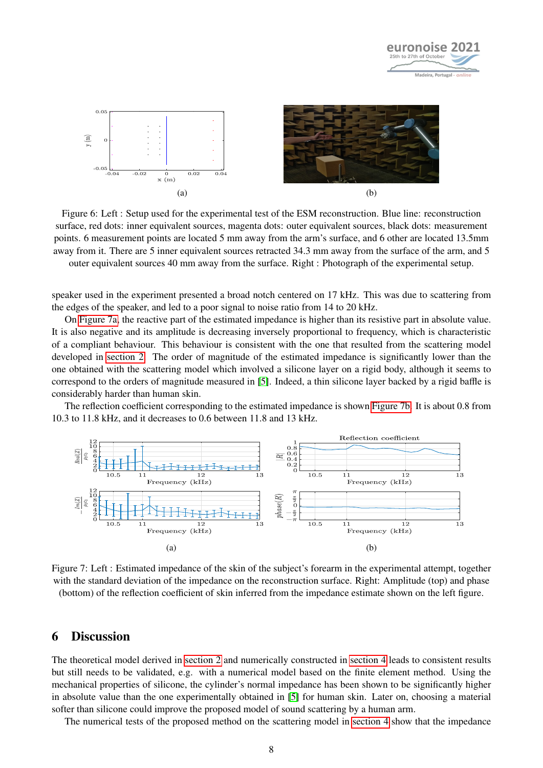Figure 6: Left : Setup used for the experimental test of the ESM reconstruction. Blue line: reconstruction surface, red dots: inner equivalent sources, magenta dots: outer equivalent sources, black dots: measurement points. 6 measurement points are located 5 mm away from the arm's surface, and 6 other are located 13.5mm away from it. There are 5 inner equivalent sources retracted 34.3 mm away from the surface of the arm, and 5 outer equivalent sources 40 mm away from the surface. Right : Photograph of the experimental setup.

speaker used in the experiment presented a broad notch centered on 17 kHz. This was due to scattering from the edges of the speaker, and led to a poor signal to noise ratio from 14 to 20 kHz.

On Figure 7a, the reactive part of the estimated impedance is higher than its resistive part in absolute value. It is also negative and its amplitude is decreasing inversely proportional to frequency, which is characteristic of a compliant behaviour. This behaviour is consistent with the one that resulted from the scattering model developed in section 2. The order of magnitude of the estimated impedance is significantly lower than the one obtained with the scattering model which involved a silicone layer on a rigid body, although it seems to correspond to the orders of magnitude measured in [5]. Indeed, a thin silicone layer backed by a rigid baffle is considerably harder than human skin.

The reflection coefficient corresponding to the estimated impedance is shown Figure 7b. It is about 0.8 from 10.3 to 11.8 kHz, and it decreases to 0.6 between 11.8 and 13 kHz.

Figure 7: Left : Estimated impedance of the skin of the subject's forearm in the experimental attempt, together with the standard deviation of the impedance on the reconstruction surface. Right: Amplitude (top) and phase (bottom) of the reflection coefficient of skin inferred from the impedance estimate shown on the left figure.

## 6 Discussion

The theoretical model derived in section 2 and numerically constructed in section 4 leads to consistent results but still needs to be validated, e.g. with a numerical model based on the finite element method. Using the mechanical properties of silicone, the cylinder's normal impedance has been shown to be significantly higher in absolute value than the one experimentally obtained in [5] for human skin. Later on, choosing a material softer than silicone could improve the proposed model of sound scattering by a human arm.

The numerical tests of the proposed method on the scattering model in section 4 show that the impedance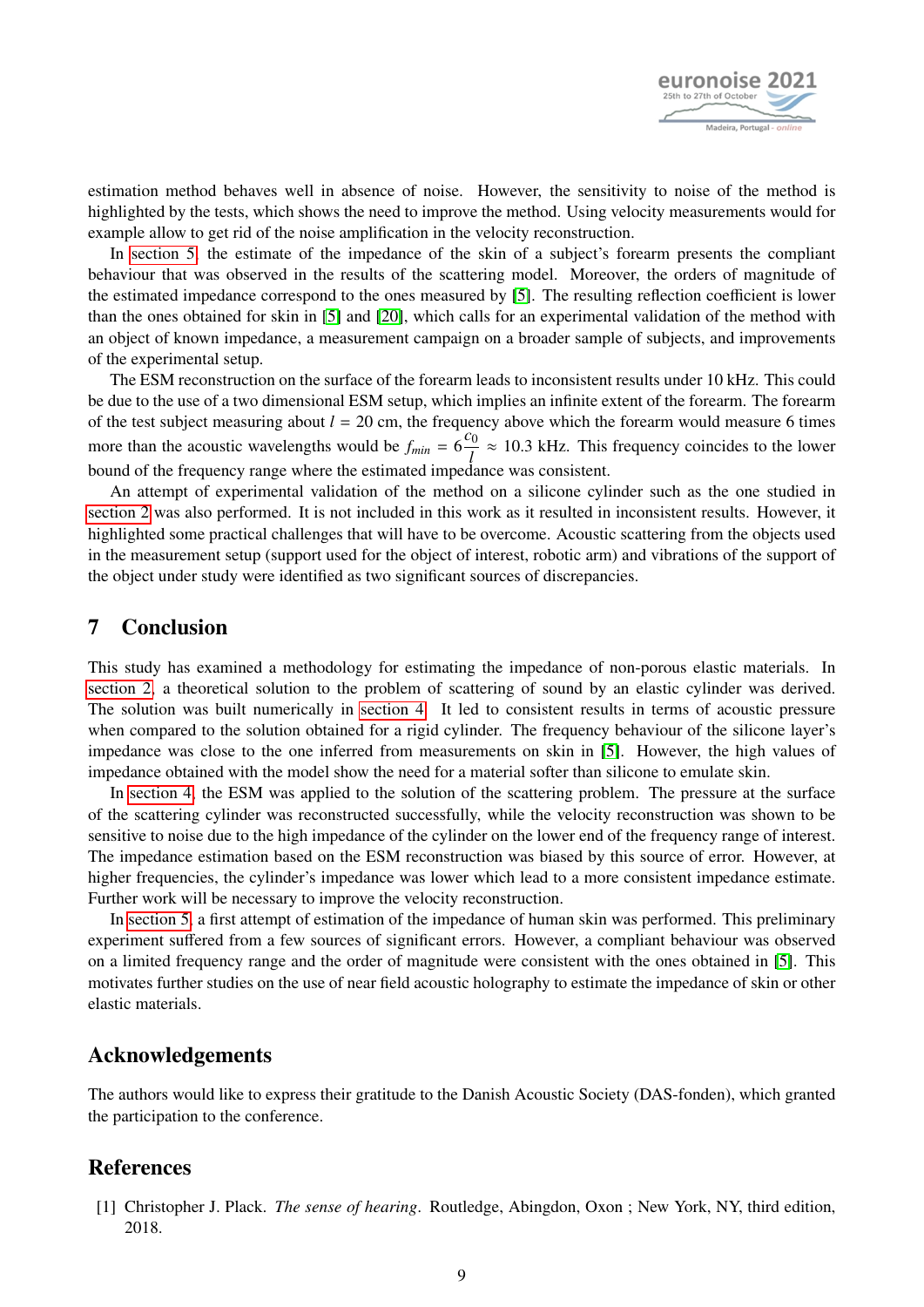estimation method behaves well in absence of noise. However, the sensitivity to noise of the method is highlighted by the tests, which shows the need to improve the method. Using velocity measurements would for example allow to get rid of the noise amplification in the velocity reconstruction.

In section 5, the estimate of the impedance of the skin of a subject's forearm presents the compliant behaviour that was observed in the results of the scattering model. Moreover, the orders of magnitude of the estimated impedance correspond to the ones measured by [5]. The resulting reflection coefficient is lower than the ones obtained for skin in [5] and [20], which calls for an experimental validation of the method with an object of known impedance, a measurement campaign on a broader sample of subjects, and improvements of the experimental setup.

The ESM reconstruction on the surface of the forearm leads to inconsistent results under 10 kHz. This could be due to the use of a two dimensional ESM setup, which implies an infinite extent of the forearm. The forearm of the test subject measuring about $l = 20$ cm, the frequency above which the forearm would measure 6 times more than the acoustic wavelengths would be $f_{min} = 6\frac{c_0}{l} \approx 10.3$ kHz. This frequency coincides to the lower bound of the frequency range where the estimated impedance was consistent.

An attempt of experimental validation of the method on a silicone cylinder such as the one studied in section 2 was also performed. It is not included in this work as it resulted in inconsistent results. However, it highlighted some practical challenges that will have to be overcome. Acoustic scattering from the objects used in the measurement setup (support used for the object of interest, robotic arm) and vibrations of the support of the object under study were identified as two significant sources of discrepancies.

## 7 Conclusion

This study has examined a methodology for estimating the impedance of non-porous elastic materials. In section 2, a theoretical solution to the problem of scattering of sound by an elastic cylinder was derived. The solution was built numerically in section 4. It led to consistent results in terms of acoustic pressure when compared to the solution obtained for a rigid cylinder. The frequency behaviour of the silicone layer's impedance was close to the one inferred from measurements on skin in [5]. However, the high values of impedance obtained with the model show the need for a material softer than silicone to emulate skin.

In section 4, the ESM was applied to the solution of the scattering problem. The pressure at the surface of the scattering cylinder was reconstructed successfully, while the velocity reconstruction was shown to be sensitive to noise due to the high impedance of the cylinder on the lower end of the frequency range of interest. The impedance estimation based on the ESM reconstruction was biased by this source of error. However, at higher frequencies, the cylinder's impedance was lower which lead to a more consistent impedance estimate. Further work will be necessary to improve the velocity reconstruction.

In section 5, a first attempt of estimation of the impedance of human skin was performed. This preliminary experiment suffered from a few sources of significant errors. However, a compliant behaviour was observed on a limited frequency range and the order of magnitude were consistent with the ones obtained in [5]. This motivates further studies on the use of near field acoustic holography to estimate the impedance of skin or other elastic materials.

## Acknowledgements

The authors would like to express their gratitude to the Danish Acoustic Society (DAS-fonden), which granted the participation to the conference.

## References

[1] Christopher J. Plack. *The sense of hearing*. Routledge, Abingdon, Oxon ; New York, NY, third edition, 2018.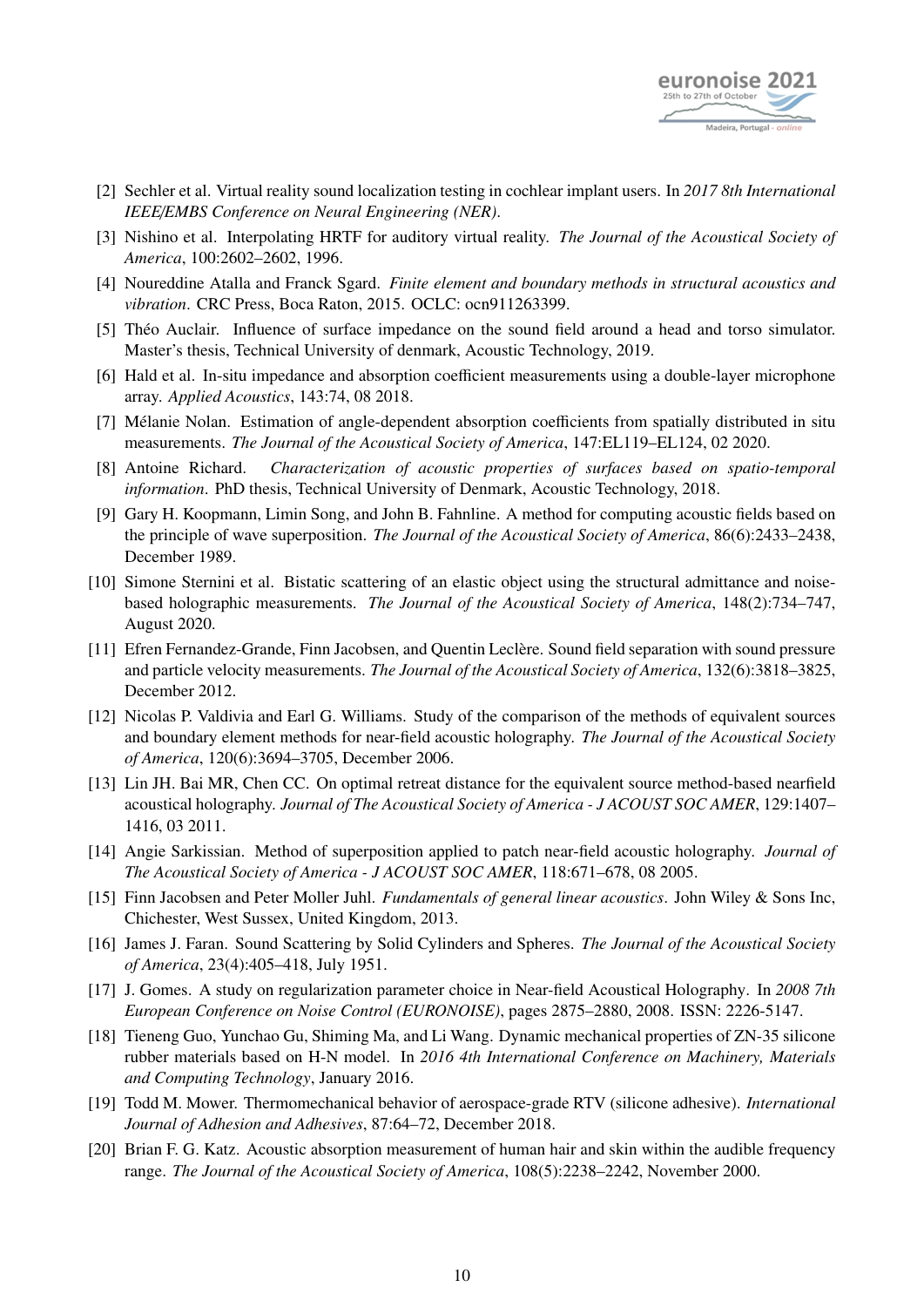[2] Sechler et al. Virtual reality sound localization testing in cochlear implant users. In *2017 8th International IEEE/EMBS Conference on Neural Engineering (NER)*.

[3] Nishino et al. Interpolating HRTF for auditory virtual reality. *The Journal of the Acoustical Society of America*, 100:2602–2602, 1996.

[4] Noureddine Atalla and Franck Sgard. *Finite element and boundary methods in structural acoustics and vibration*. CRC Press, Boca Raton, 2015. OCLC: ocn911263399.

[5] Théo Auclair. Influence of surface impedance on the sound field around a head and torso simulator. Master's thesis, Technical University of denmark, Acoustic Technology, 2019.

[6] Hald et al. In-situ impedance and absorption coefficient measurements using a double-layer microphone array. *Applied Acoustics*, 143:74, 08 2018.

[7] Mélanie Nolan. Estimation of angle-dependent absorption coefficients from spatially distributed in situ measurements. *The Journal of the Acoustical Society of America*, 147:EL119–EL124, 02 2020.

[8] Antoine Richard. *Characterization of acoustic properties of surfaces based on spatio-temporal information*. PhD thesis, Technical University of Denmark, Acoustic Technology, 2018.

[9] Gary H. Koopmann, Limin Song, and John B. Fahnline. A method for computing acoustic fields based on the principle of wave superposition. *The Journal of the Acoustical Society of America*, 86(6):2433–2438, December 1989.

[10] Simone Sternini et al. Bistatic scattering of an elastic object using the structural admittance and noise-based holographic measurements. *The Journal of the Acoustical Society of America*, 148(2):734–747, August 2020.

[11] Efren Fernandez-Grande, Finn Jacobsen, and Quentin Leclère. Sound field separation with sound pressure and particle velocity measurements. *The Journal of the Acoustical Society of America*, 132(6):3818–3825, December 2012.

[12] Nicolas P. Valdivia and Earl G. Williams. Study of the comparison of the methods of equivalent sources and boundary element methods for near-field acoustic holography. *The Journal of the Acoustical Society of America*, 120(6):3694–3705, December 2006.

[13] Lin JH. Bai MR, Chen CC. On optimal retreat distance for the equivalent source method-based nearfield acoustical holography. *Journal of The Acoustical Society of America - J ACOUST SOC AMER*, 129:1407–1416, 03 2011.

[14] Angie Sarkissian. Method of superposition applied to patch near-field acoustic holography. *Journal of The Acoustical Society of America - J ACOUST SOC AMER*, 118:671–678, 08 2005.

[15] Finn Jacobsen and Peter Moller Juhl. *Fundamentals of general linear acoustics*. John Wiley & Sons Inc, Chichester, West Sussex, United Kingdom, 2013.

[16] James J. Faran. Sound Scattering by Solid Cylinders and Spheres. *The Journal of the Acoustical Society of America*, 23(4):405–418, July 1951.

[17] J. Gomes. A study on regularization parameter choice in Near-field Acoustical Holography. In *2008 7th European Conference on Noise Control (EURONOISE)*, pages 2875–2880, 2008. ISSN: 2226-5147.

[18] Tieneng Guo, Yunchao Gu, Shiming Ma, and Li Wang. Dynamic mechanical properties of ZN-35 silicone rubber materials based on H-N model. In *2016 4th International Conference on Machinery, Materials and Computing Technology*, January 2016.

[19] Todd M. Mower. Thermomechanical behavior of aerospace-grade RTV (silicone adhesive). *International Journal of Adhesion and Adhesives*, 87:64–72, December 2018.

[20] Brian F. G. Katz. Acoustic absorption measurement of human hair and skin within the audible frequency range. *The Journal of the Acoustical Society of America*, 108(5):2238–2242, November 2000.